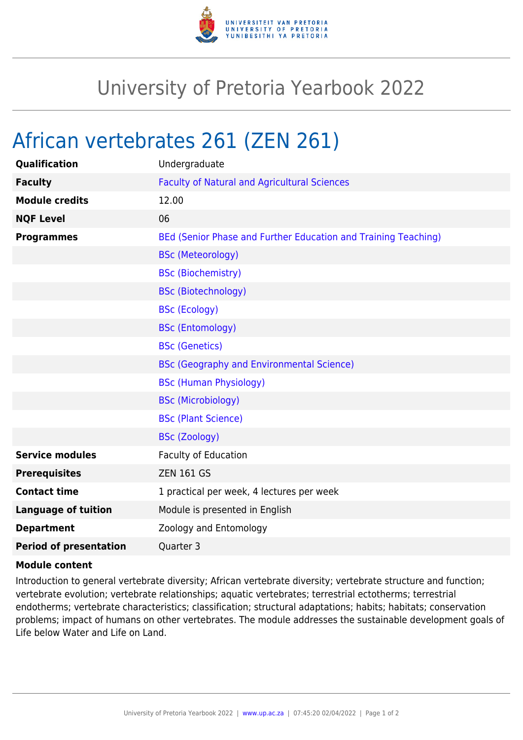# University of Pretoria Yearbook 2022

## African vertebrates 261 (ZEN 261)

| | |
|---|---|
| **Qualification** | Undergraduate |
| **Faculty** | Faculty of Natural and Agricultural Sciences |
| **Module credits** | 12.00 |
| **NQF Level** | 06 |
| **Programmes** | BEd (Senior Phase and Further Education and Training Teaching) |
| | BSc (Meteorology) |
| | BSc (Biochemistry) |
| | BSc (Biotechnology) |
| | BSc (Ecology) |
| | BSc (Entomology) |
| | BSc (Genetics) |
| | BSc (Geography and Environmental Science) |
| | BSc (Human Physiology) |
| | BSc (Microbiology) |
| | BSc (Plant Science) |
| | BSc (Zoology) |
| **Service modules** | Faculty of Education |
| **Prerequisites** | ZEN 161 GS |
| **Contact time** | 1 practical per week, 4 lectures per week |
| **Language of tuition** | Module is presented in English |
| **Department** | Zoology and Entomology |
| **Period of presentation** | Quarter 3 |

**Module content**

Introduction to general vertebrate diversity; African vertebrate diversity; vertebrate structure and function; vertebrate evolution; vertebrate relationships; aquatic vertebrates; terrestrial ectotherms; terrestrial endotherms; vertebrate characteristics; classification; structural adaptations; habits; habitats; conservation problems; impact of humans on other vertebrates. The module addresses the sustainable development goals of Life below Water and Life on Land.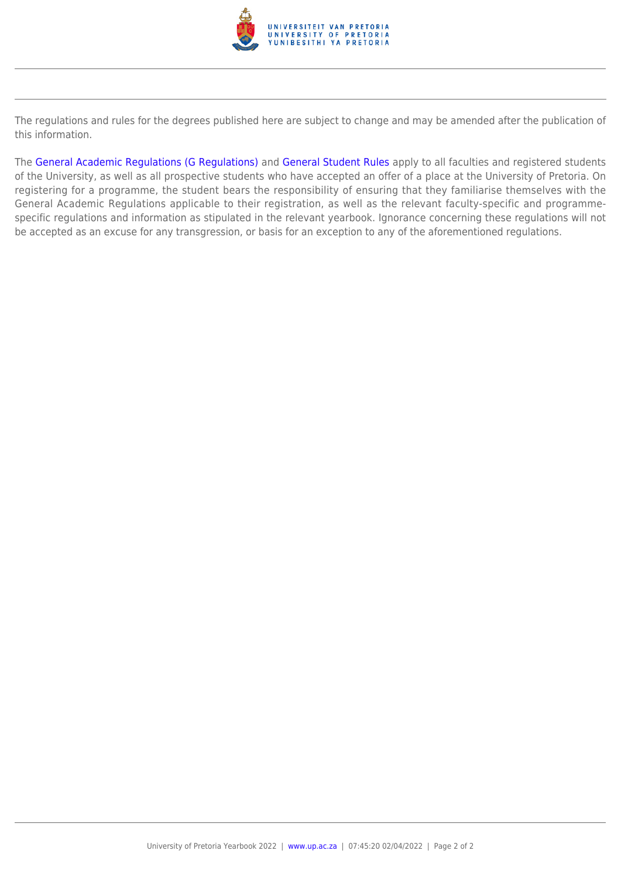The regulations and rules for the degrees published here are subject to change and may be amended after the publication of this information.

The General Academic Regulations (G Regulations) and General Student Rules apply to all faculties and registered students of the University, as well as all prospective students who have accepted an offer of a place at the University of Pretoria. On registering for a programme, the student bears the responsibility of ensuring that they familiarise themselves with the General Academic Regulations applicable to their registration, as well as the relevant faculty-specific and programme-specific regulations and information as stipulated in the relevant yearbook. Ignorance concerning these regulations will not be accepted as an excuse for any transgression, or basis for an exception to any of the aforementioned regulations.